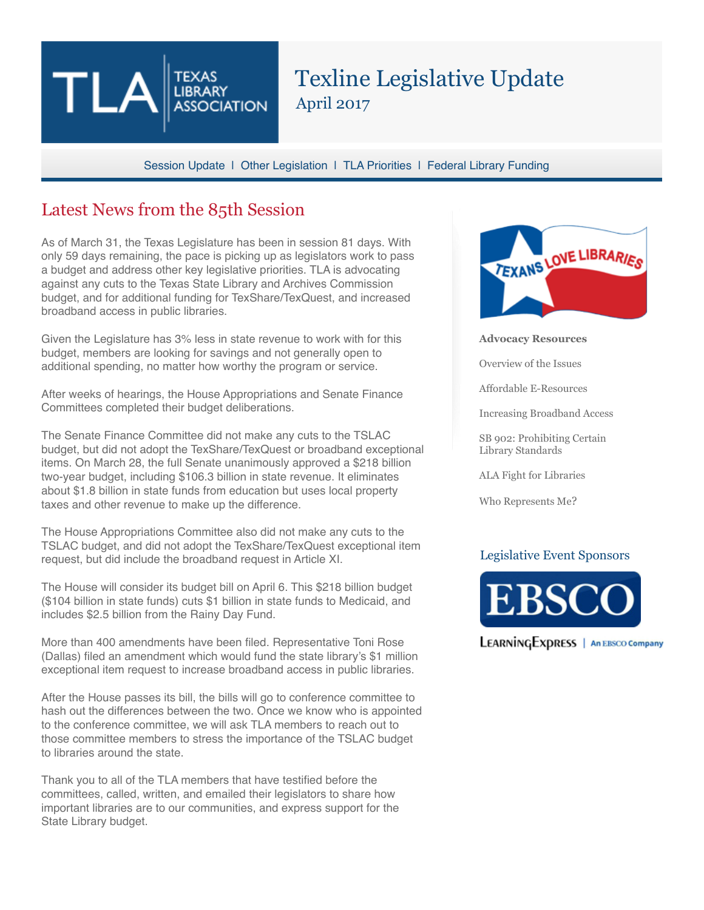# Texline Legislative Update

April 2017

Session Update | Other Legislation | TLA Priorities | Federal Library Funding

## Latest News from the 85th Session

As of March 31, the Texas Legislature has been in session 81 days. With only 59 days remaining, the pace is picking up as legislators work to pass a budget and address other key legislative priorities. TLA is advocating against any cuts to the Texas State Library and Archives Commission budget, and for additional funding for TexShare/TexQuest, and increased broadband access in public libraries.

Given the Legislature has 3% less in state revenue to work with for this budget, members are looking for savings and not generally open to additional spending, no matter how worthy the program or service.

After weeks of hearings, the House Appropriations and Senate Finance Committees completed their budget deliberations.

The Senate Finance Committee did not make any cuts to the TSLAC budget, but did not adopt the TexShare/TexQuest or broadband exceptional items. On March 28, the full Senate unanimously approved a $218 billion two-year budget, including $106.3 billion in state revenue. It eliminates about $1.8 billion in state funds from education but uses local property taxes and other revenue to make up the difference.

The House Appropriations Committee also did not make any cuts to the TSLAC budget, and did not adopt the TexShare/TexQuest exceptional item request, but did include the broadband request in Article XI.

The House will consider its budget bill on April 6. This $218 billion budget ($104 billion in state funds) cuts $1 billion in state funds to Medicaid, and includes $2.5 billion from the Rainy Day Fund.

More than 400 amendments have been filed. Representative Toni Rose (Dallas) filed an amendment which would fund the state library's $1 million exceptional item request to increase broadband access in public libraries.

After the House passes its bill, the bills will go to conference committee to hash out the differences between the two. Once we know who is appointed to the conference committee, we will ask TLA members to reach out to those committee members to stress the importance of the TSLAC budget to libraries around the state.

Thank you to all of the TLA members that have testified before the committees, called, written, and emailed their legislators to share how important libraries are to our communities, and express support for the State Library budget.

**Advocacy Resources**

Overview of the Issues

Affordable E-Resources

Increasing Broadband Access

SB 902: Prohibiting Certain Library Standards

ALA Fight for Libraries

Who Represents Me?

### Legislative Event Sponsors

EBSCO

LearningExpress | An EBSCO Company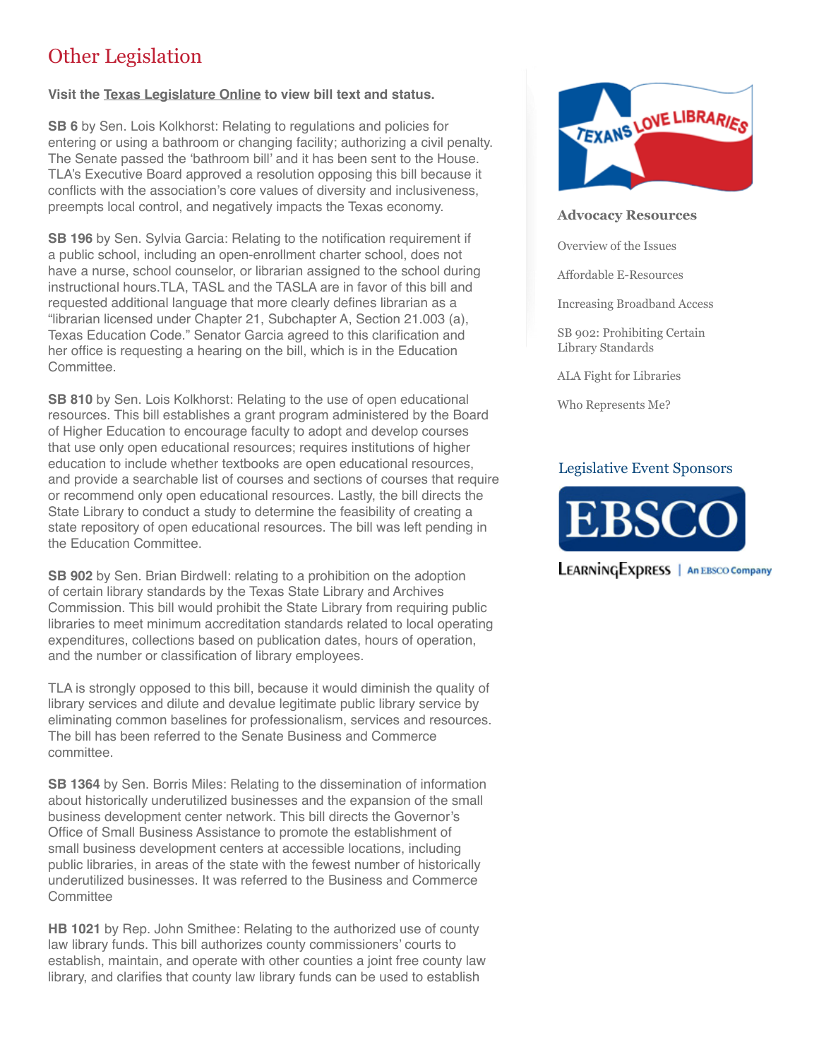## Other Legislation

**Visit the Texas Legislature Online to view bill text and status.**

**SB 6** by Sen. Lois Kolkhorst: Relating to regulations and policies for entering or using a bathroom or changing facility; authorizing a civil penalty. The Senate passed the 'bathroom bill' and it has been sent to the House. TLA's Executive Board approved a resolution opposing this bill because it conflicts with the association's core values of diversity and inclusiveness, preempts local control, and negatively impacts the Texas economy.

**SB 196** by Sen. Sylvia Garcia: Relating to the notification requirement if a public school, including an open-enrollment charter school, does not have a nurse, school counselor, or librarian assigned to the school during instructional hours.TLA, TASL and the TASLA are in favor of this bill and requested additional language that more clearly defines librarian as a "librarian licensed under Chapter 21, Subchapter A, Section 21.003 (a), Texas Education Code." Senator Garcia agreed to this clarification and her office is requesting a hearing on the bill, which is in the Education Committee.

**SB 810** by Sen. Lois Kolkhorst: Relating to the use of open educational resources. This bill establishes a grant program administered by the Board of Higher Education to encourage faculty to adopt and develop courses that use only open educational resources; requires institutions of higher education to include whether textbooks are open educational resources, and provide a searchable list of courses and sections of courses that require or recommend only open educational resources. Lastly, the bill directs the State Library to conduct a study to determine the feasibility of creating a state repository of open educational resources. The bill was left pending in the Education Committee.

**SB 902** by Sen. Brian Birdwell: relating to a prohibition on the adoption of certain library standards by the Texas State Library and Archives Commission. This bill would prohibit the State Library from requiring public libraries to meet minimum accreditation standards related to local operating expenditures, collections based on publication dates, hours of operation, and the number or classification of library employees.

TLA is strongly opposed to this bill, because it would diminish the quality of library services and dilute and devalue legitimate public library service by eliminating common baselines for professionalism, services and resources. The bill has been referred to the Senate Business and Commerce committee.

**SB 1364** by Sen. Borris Miles: Relating to the dissemination of information about historically underutilized businesses and the expansion of the small business development center network. This bill directs the Governor's Office of Small Business Assistance to promote the establishment of small business development centers at accessible locations, including public libraries, in areas of the state with the fewest number of historically underutilized businesses. It was referred to the Business and Commerce Committee

**HB 1021** by Rep. John Smithee: Relating to the authorized use of county law library funds. This bill authorizes county commissioners' courts to establish, maintain, and operate with other counties a joint free county law library, and clarifies that county law library funds can be used to establish

TEXANS LOVE LIBRARIES

### Advocacy Resources

- Overview of the Issues
- Affordable E-Resources
- Increasing Broadband Access
- SB 902: Prohibiting Certain Library Standards
- ALA Fight for Libraries
- Who Represents Me?

### Legislative Event Sponsors

EBSCO

LearningExpress | An EBSCO Company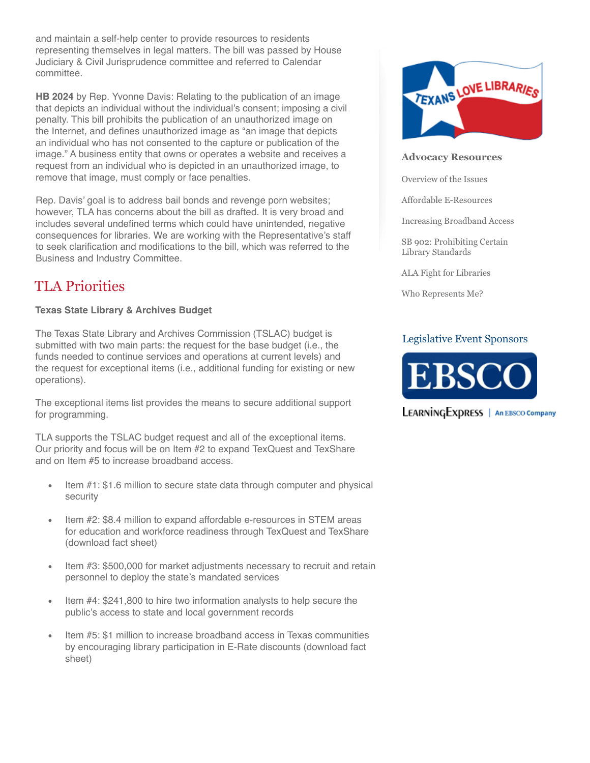and maintain a self-help center to provide resources to residents representing themselves in legal matters. The bill was passed by House Judiciary & Civil Jurisprudence committee and referred to Calendar committee.

**HB 2024** by Rep. Yvonne Davis: Relating to the publication of an image that depicts an individual without the individual's consent; imposing a civil penalty. This bill prohibits the publication of an unauthorized image on the Internet, and defines unauthorized image as "an image that depicts an individual who has not consented to the capture or publication of the image." A business entity that owns or operates a website and receives a request from an individual who is depicted in an unauthorized image, to remove that image, must comply or face penalties.

Rep. Davis' goal is to address bail bonds and revenge porn websites; however, TLA has concerns about the bill as drafted. It is very broad and includes several undefined terms which could have unintended, negative consequences for libraries. We are working with the Representative's staff to seek clarification and modifications to the bill, which was referred to the Business and Industry Committee.

## TLA Priorities

**Texas State Library & Archives Budget**

The Texas State Library and Archives Commission (TSLAC) budget is submitted with two main parts: the request for the base budget (i.e., the funds needed to continue services and operations at current levels) and the request for exceptional items (i.e., additional funding for existing or new operations).

The exceptional items list provides the means to secure additional support for programming.

TLA supports the TSLAC budget request and all of the exceptional items. Our priority and focus will be on Item #2 to expand TexQuest and TexShare and on Item #5 to increase broadband access.

- Item #1: $1.6 million to secure state data through computer and physical security
- Item #2: $8.4 million to expand affordable e-resources in STEM areas for education and workforce readiness through TexQuest and TexShare (download fact sheet)
- Item #3: $500,000 for market adjustments necessary to recruit and retain personnel to deploy the state's mandated services
- Item #4: $241,800 to hire two information analysts to help secure the public's access to state and local government records
- Item #5: $1 million to increase broadband access in Texas communities by encouraging library participation in E-Rate discounts (download fact sheet)

TEXANS LOVE LIBRARIES

**Advocacy Resources**

Overview of the Issues

Affordable E-Resources

Increasing Broadband Access

SB 902: Prohibiting Certain Library Standards

ALA Fight for Libraries

Who Represents Me?

### Legislative Event Sponsors

EBSCO

LearningExpress | An EBSCO Company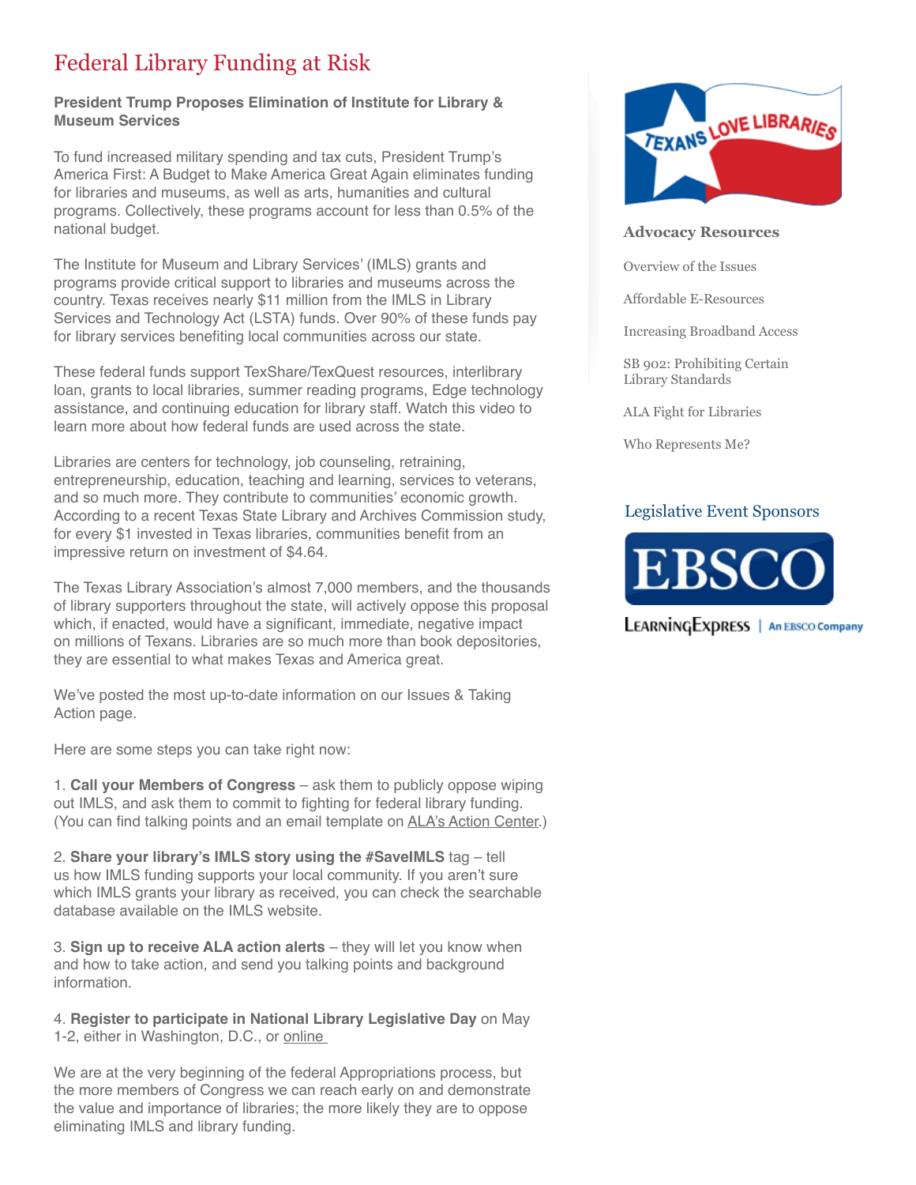# Federal Library Funding at Risk

**President Trump Proposes Elimination of Institute for Library & Museum Services**

To fund increased military spending and tax cuts, President Trump's America First: A Budget to Make America Great Again eliminates funding for libraries and museums, as well as arts, humanities and cultural programs. Collectively, these programs account for less than 0.5% of the national budget.

The Institute for Museum and Library Services' (IMLS) grants and programs provide critical support to libraries and museums across the country. Texas receives nearly $11 million from the IMLS in Library Services and Technology Act (LSTA) funds. Over 90% of these funds pay for library services benefiting local communities across our state.

These federal funds support TexShare/TexQuest resources, interlibrary loan, grants to local libraries, summer reading programs, Edge technology assistance, and continuing education for library staff. Watch this video to learn more about how federal funds are used across the state.

Libraries are centers for technology, job counseling, retraining, entrepreneurship, education, teaching and learning, services to veterans, and so much more. They contribute to communities' economic growth. According to a recent Texas State Library and Archives Commission study, for every $1 invested in Texas libraries, communities benefit from an impressive return on investment of $4.64.

The Texas Library Association's almost 7,000 members, and the thousands of library supporters throughout the state, will actively oppose this proposal which, if enacted, would have a significant, immediate, negative impact on millions of Texans. Libraries are so much more than book depositories, they are essential to what makes Texas and America great.

We've posted the most up-to-date information on our Issues & Taking Action page.

Here are some steps you can take right now:

1. **Call your Members of Congress** – ask them to publicly oppose wiping out IMLS, and ask them to commit to fighting for federal library funding. (You can find talking points and an email template on ALA's Action Center.)

2. **Share your library's IMLS story using the #SaveIMLS** tag – tell us how IMLS funding supports your local community. If you aren't sure which IMLS grants your library as received, you can check the searchable database available on the IMLS website.

3. **Sign up to receive ALA action alerts** – they will let you know when and how to take action, and send you talking points and background information.

4. **Register to participate in National Library Legislative Day** on May 1-2, either in Washington, D.C., or online

We are at the very beginning of the federal Appropriations process, but the more members of Congress we can reach early on and demonstrate the value and importance of libraries; the more likely they are to oppose eliminating IMLS and library funding.

TEXANS LOVE LIBRARIES

### Advocacy Resources

Overview of the Issues

Affordable E-Resources

Increasing Broadband Access

SB 902: Prohibiting Certain Library Standards

ALA Fight for Libraries

Who Represents Me?

### Legislative Event Sponsors

EBSCO

LearningExpress | An EBSCO Company